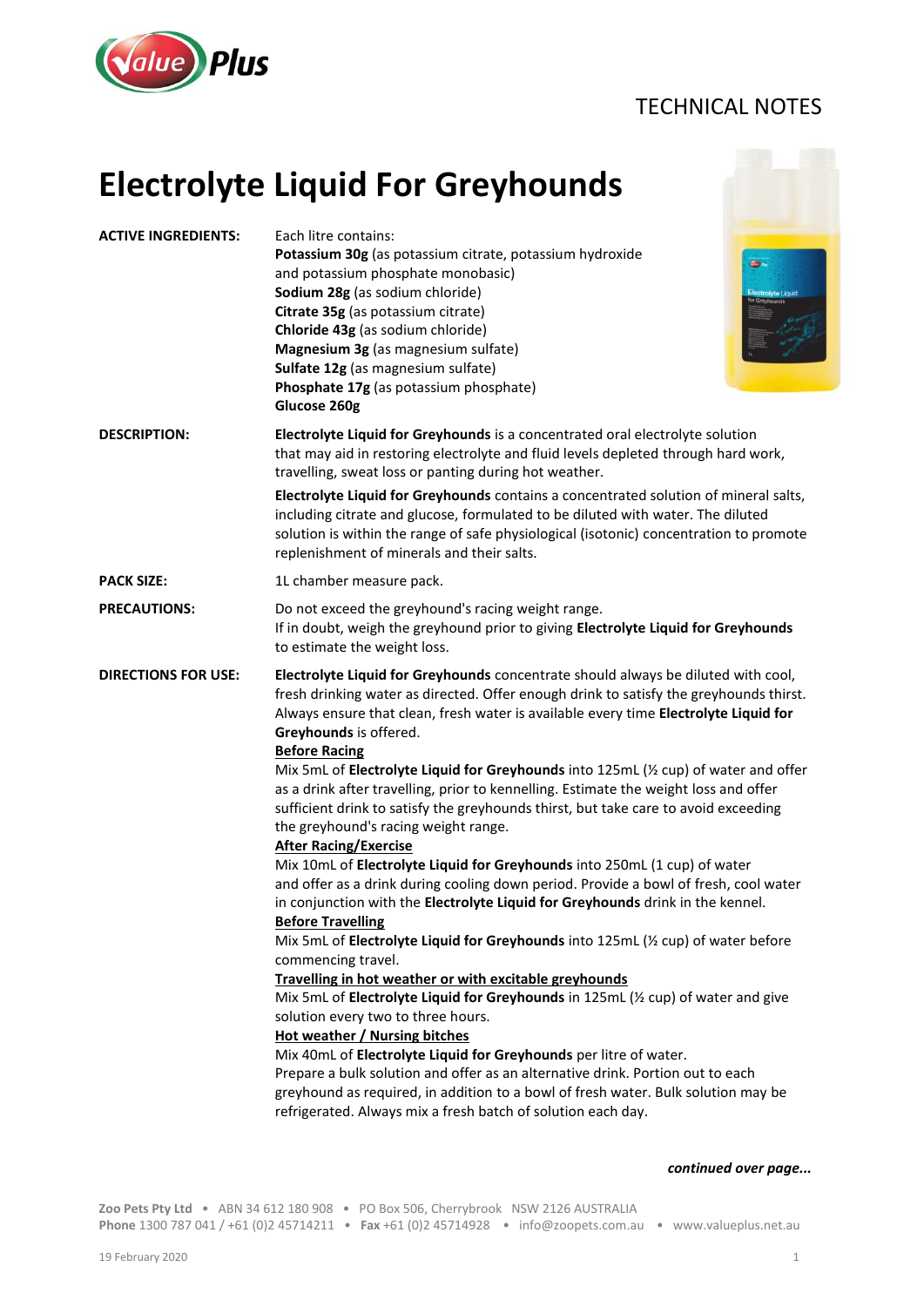TECHNICAL NOTES

# Electrolyte Liquid For Greyhounds

**ACTIVE INGREDIENTS:**

Each litre contains:
**Potassium 30g** (as potassium citrate, potassium hydroxide and potassium phosphate monobasic)
**Sodium 28g** (as sodium chloride)
**Citrate 35g** (as potassium citrate)
**Chloride 43g** (as sodium chloride)
**Magnesium 3g** (as magnesium sulfate)
**Sulfate 12g** (as magnesium sulfate)
**Phosphate 17g** (as potassium phosphate)
**Glucose 260g**

**DESCRIPTION:**

**Electrolyte Liquid for Greyhounds** is a concentrated oral electrolyte solution that may aid in restoring electrolyte and fluid levels depleted through hard work, travelling, sweat loss or panting during hot weather.

**Electrolyte Liquid for Greyhounds** contains a concentrated solution of mineral salts, including citrate and glucose, formulated to be diluted with water. The diluted solution is within the range of safe physiological (isotonic) concentration to promote replenishment of minerals and their salts.

**PACK SIZE:**

1L chamber measure pack.

**PRECAUTIONS:**

Do not exceed the greyhound's racing weight range.
If in doubt, weigh the greyhound prior to giving **Electrolyte Liquid for Greyhounds** to estimate the weight loss.

**DIRECTIONS FOR USE:**

**Electrolyte Liquid for Greyhounds** concentrate should always be diluted with cool, fresh drinking water as directed. Offer enough drink to satisfy the greyhounds thirst. Always ensure that clean, fresh water is available every time **Electrolyte Liquid for Greyhounds** is offered.

**Before Racing**
Mix 5mL of **Electrolyte Liquid for Greyhounds** into 125mL (½ cup) of water and offer as a drink after travelling, prior to kennelling. Estimate the weight loss and offer sufficient drink to satisfy the greyhounds thirst, but take care to avoid exceeding the greyhound's racing weight range.

**After Racing/Exercise**
Mix 10mL of **Electrolyte Liquid for Greyhounds** into 250mL (1 cup) of water and offer as a drink during cooling down period. Provide a bowl of fresh, cool water in conjunction with the **Electrolyte Liquid for Greyhounds** drink in the kennel.

**Before Travelling**
Mix 5mL of **Electrolyte Liquid for Greyhounds** into 125mL (½ cup) of water before commencing travel.

**Travelling in hot weather or with excitable greyhounds**
Mix 5mL of **Electrolyte Liquid for Greyhounds** in 125mL (½ cup) of water and give solution every two to three hours.

**Hot weather / Nursing bitches**
Mix 40mL of **Electrolyte Liquid for Greyhounds** per litre of water.
Prepare a bulk solution and offer as an alternative drink. Portion out to each greyhound as required, in addition to a bowl of fresh water. Bulk solution may be refrigerated. Always mix a fresh batch of solution each day.

***continued over page...***

Zoo Pets Pty Ltd • ABN 34 612 180 908 • PO Box 506, Cherrybrook NSW 2126 AUSTRALIA
**Phone** 1300 787 041 / +61 (0)2 45714211 • **Fax** +61 (0)2 45714928 • info@zoopets.com.au • www.valueplus.net.au

19 February 2020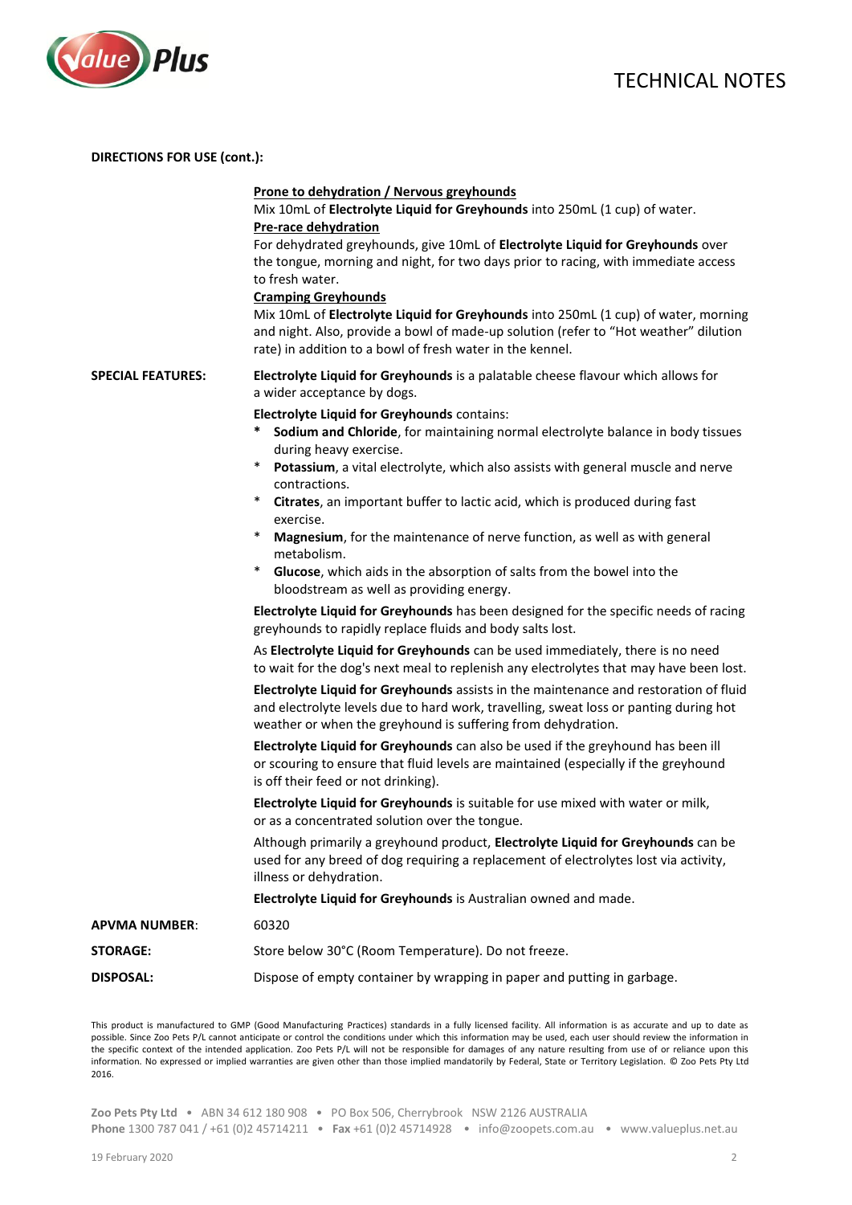**DIRECTIONS FOR USE (cont.):**

**Prone to dehydration / Nervous greyhounds**
Mix 10mL of **Electrolyte Liquid for Greyhounds** into 250mL (1 cup) of water.

**Pre-race dehydration**
For dehydrated greyhounds, give 10mL of **Electrolyte Liquid for Greyhounds** over the tongue, morning and night, for two days prior to racing, with immediate access to fresh water.

**Cramping Greyhounds**
Mix 10mL of **Electrolyte Liquid for Greyhounds** into 250mL (1 cup) of water, morning and night. Also, provide a bowl of made-up solution (refer to "Hot weather" dilution rate) in addition to a bowl of fresh water in the kennel.

**SPECIAL FEATURES:**

**Electrolyte Liquid for Greyhounds** is a palatable cheese flavour which allows for a wider acceptance by dogs.

**Electrolyte Liquid for Greyhounds** contains:

* **Sodium and Chloride**, for maintaining normal electrolyte balance in body tissues during heavy exercise.
* **Potassium**, a vital electrolyte, which also assists with general muscle and nerve contractions.
* **Citrates**, an important buffer to lactic acid, which is produced during fast exercise.
* **Magnesium**, for the maintenance of nerve function, as well as with general metabolism.
* **Glucose**, which aids in the absorption of salts from the bowel into the bloodstream as well as providing energy.

**Electrolyte Liquid for Greyhounds** has been designed for the specific needs of racing greyhounds to rapidly replace fluids and body salts lost.

As **Electrolyte Liquid for Greyhounds** can be used immediately, there is no need to wait for the dog's next meal to replenish any electrolytes that may have been lost.

**Electrolyte Liquid for Greyhounds** assists in the maintenance and restoration of fluid and electrolyte levels due to hard work, travelling, sweat loss or panting during hot weather or when the greyhound is suffering from dehydration.

**Electrolyte Liquid for Greyhounds** can also be used if the greyhound has been ill or scouring to ensure that fluid levels are maintained (especially if the greyhound is off their feed or not drinking).

**Electrolyte Liquid for Greyhounds** is suitable for use mixed with water or milk, or as a concentrated solution over the tongue.

Although primarily a greyhound product, **Electrolyte Liquid for Greyhounds** can be used for any breed of dog requiring a replacement of electrolytes lost via activity, illness or dehydration.

**Electrolyte Liquid for Greyhounds** is Australian owned and made.

**APVMA NUMBER**: 60320

**STORAGE:** Store below 30°C (Room Temperature). Do not freeze.

**DISPOSAL:** Dispose of empty container by wrapping in paper and putting in garbage.

This product is manufactured to GMP (Good Manufacturing Practices) standards in a fully licensed facility. All information is as accurate and up to date as possible. Since Zoo Pets P/L cannot anticipate or control the conditions under which this information may be used, each user should review the information in the specific context of the intended application. Zoo Pets P/L will not be responsible for damages of any nature resulting from use of or reliance upon this information. No expressed or implied warranties are given other than those implied mandatorily by Federal, State or Territory Legislation. © Zoo Pets Pty Ltd 2016.

**Zoo Pets Pty Ltd** • ABN 34 612 180 908 • PO Box 506, Cherrybrook NSW 2126 AUSTRALIA
**Phone** 1300 787 041 / +61 (0)2 45714211 • **Fax** +61 (0)2 45714928 • info@zoopets.com.au • www.valueplus.net.au

19 February 2020